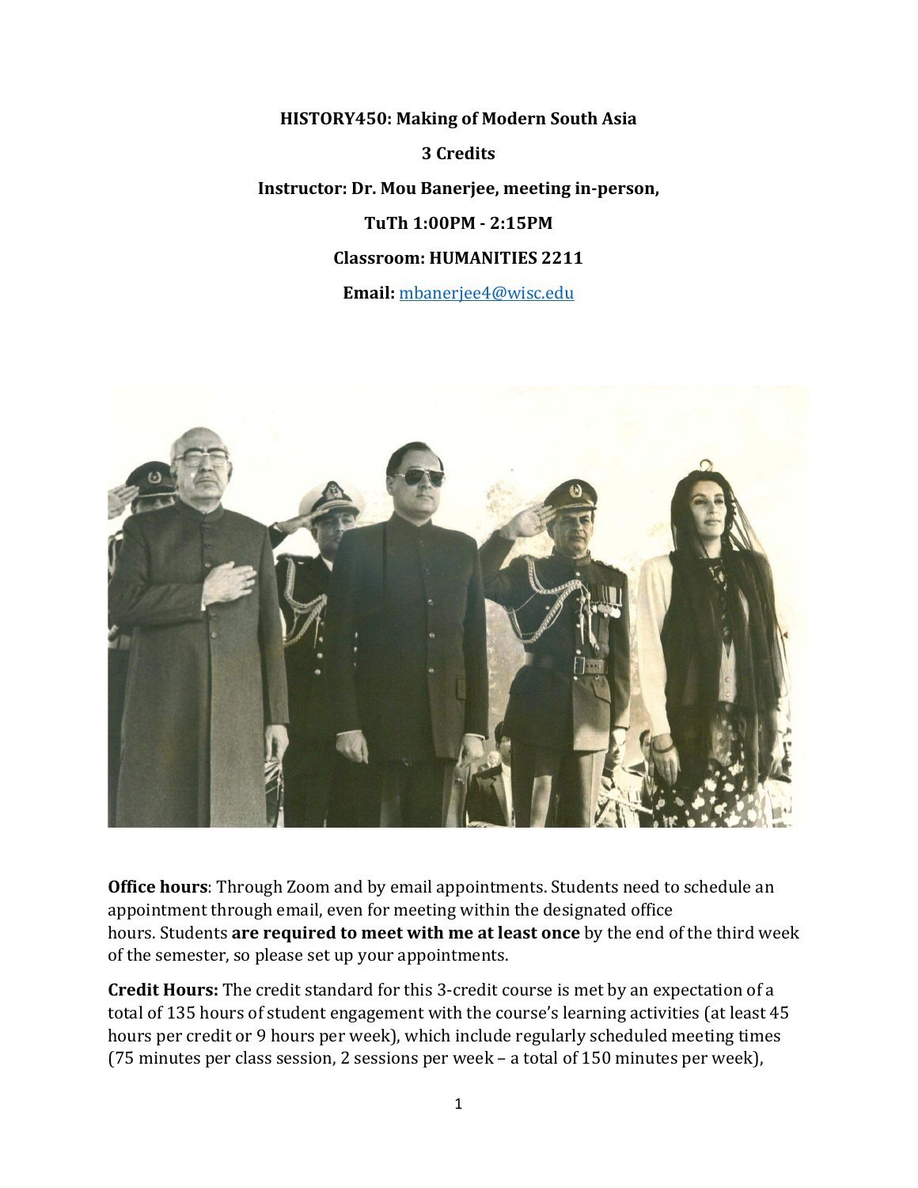**HISTORY450: Making of Modern South Asia**

**3 Credits**

**Instructor: Dr. Mou Banerjee, meeting in-person,**

**TuTh 1:00PM - 2:15PM**

**Classroom: HUMANITIES 2211**

**Email:** mbanerjee4@wisc.edu

**Office hours**: Through Zoom and by email appointments. Students need to schedule an appointment through email, even for meeting within the designated office hours. Students **are required to meet with me at least once** by the end of the third week of the semester, so please set up your appointments.

**Credit Hours:** The credit standard for this 3-credit course is met by an expectation of a total of 135 hours of student engagement with the course's learning activities (at least 45 hours per credit or 9 hours per week), which include regularly scheduled meeting times (75 minutes per class session, 2 sessions per week – a total of 150 minutes per week),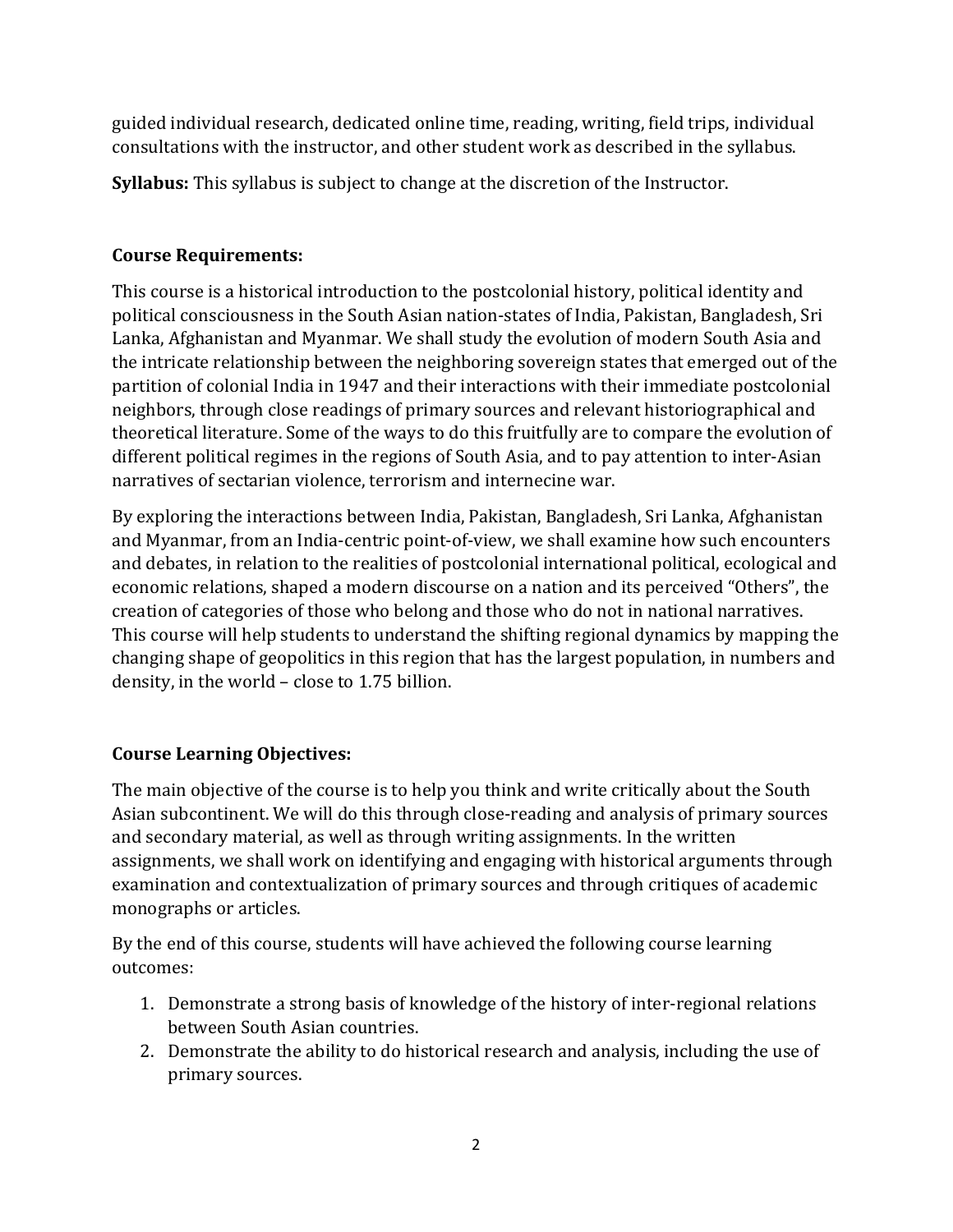guided individual research, dedicated online time, reading, writing, field trips, individual consultations with the instructor, and other student work as described in the syllabus.

**Syllabus:** This syllabus is subject to change at the discretion of the Instructor.

**Course Requirements:**

This course is a historical introduction to the postcolonial history, political identity and political consciousness in the South Asian nation-states of India, Pakistan, Bangladesh, Sri Lanka, Afghanistan and Myanmar. We shall study the evolution of modern South Asia and the intricate relationship between the neighboring sovereign states that emerged out of the partition of colonial India in 1947 and their interactions with their immediate postcolonial neighbors, through close readings of primary sources and relevant historiographical and theoretical literature. Some of the ways to do this fruitfully are to compare the evolution of different political regimes in the regions of South Asia, and to pay attention to inter-Asian narratives of sectarian violence, terrorism and internecine war.

By exploring the interactions between India, Pakistan, Bangladesh, Sri Lanka, Afghanistan and Myanmar, from an India-centric point-of-view, we shall examine how such encounters and debates, in relation to the realities of postcolonial international political, ecological and economic relations, shaped a modern discourse on a nation and its perceived "Others", the creation of categories of those who belong and those who do not in national narratives. This course will help students to understand the shifting regional dynamics by mapping the changing shape of geopolitics in this region that has the largest population, in numbers and density, in the world – close to 1.75 billion.

**Course Learning Objectives:**

The main objective of the course is to help you think and write critically about the South Asian subcontinent. We will do this through close-reading and analysis of primary sources and secondary material, as well as through writing assignments. In the written assignments, we shall work on identifying and engaging with historical arguments through examination and contextualization of primary sources and through critiques of academic monographs or articles.

By the end of this course, students will have achieved the following course learning outcomes:

1. Demonstrate a strong basis of knowledge of the history of inter-regional relations between South Asian countries.
2. Demonstrate the ability to do historical research and analysis, including the use of primary sources.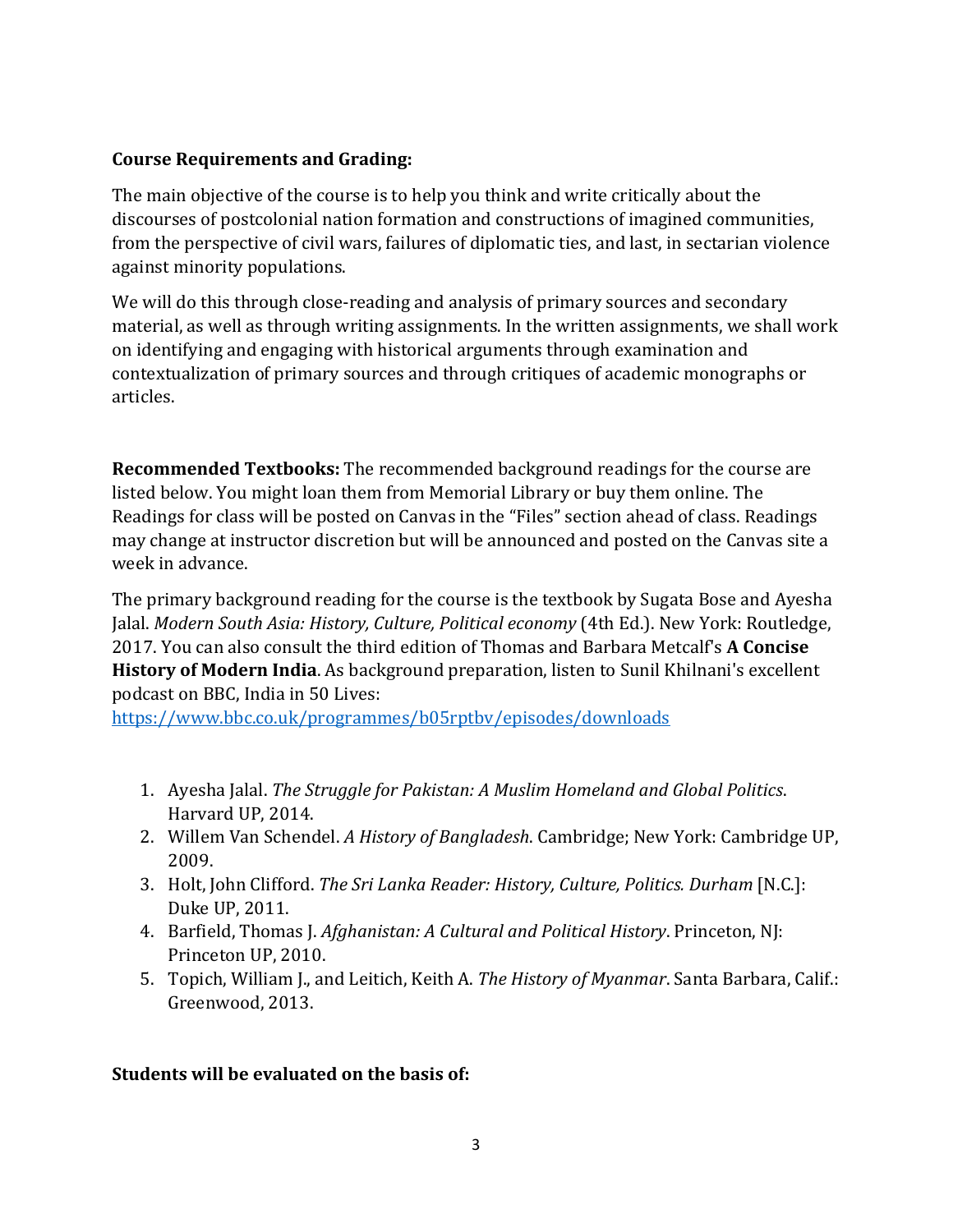**Course Requirements and Grading:**

The main objective of the course is to help you think and write critically about the discourses of postcolonial nation formation and constructions of imagined communities, from the perspective of civil wars, failures of diplomatic ties, and last, in sectarian violence against minority populations.

We will do this through close-reading and analysis of primary sources and secondary material, as well as through writing assignments. In the written assignments, we shall work on identifying and engaging with historical arguments through examination and contextualization of primary sources and through critiques of academic monographs or articles.

**Recommended Textbooks:** The recommended background readings for the course are listed below. You might loan them from Memorial Library or buy them online. The Readings for class will be posted on Canvas in the "Files" section ahead of class. Readings may change at instructor discretion but will be announced and posted on the Canvas site a week in advance.

The primary background reading for the course is the textbook by Sugata Bose and Ayesha Jalal. *Modern South Asia: History, Culture, Political economy* (4th Ed.). New York: Routledge, 2017. You can also consult the third edition of Thomas and Barbara Metcalf's **A Concise History of Modern India**. As background preparation, listen to Sunil Khilnani's excellent podcast on BBC, India in 50 Lives: https://www.bbc.co.uk/programmes/b05rptbv/episodes/downloads

1. Ayesha Jalal. *The Struggle for Pakistan: A Muslim Homeland and Global Politics*. Harvard UP, 2014.
2. Willem Van Schendel. *A History of Bangladesh*. Cambridge; New York: Cambridge UP, 2009.
3. Holt, John Clifford. *The Sri Lanka Reader: History, Culture, Politics. Durham* [N.C.]: Duke UP, 2011.
4. Barfield, Thomas J. *Afghanistan: A Cultural and Political History*. Princeton, NJ: Princeton UP, 2010.
5. Topich, William J., and Leitich, Keith A. *The History of Myanmar*. Santa Barbara, Calif.: Greenwood, 2013.

**Students will be evaluated on the basis of:**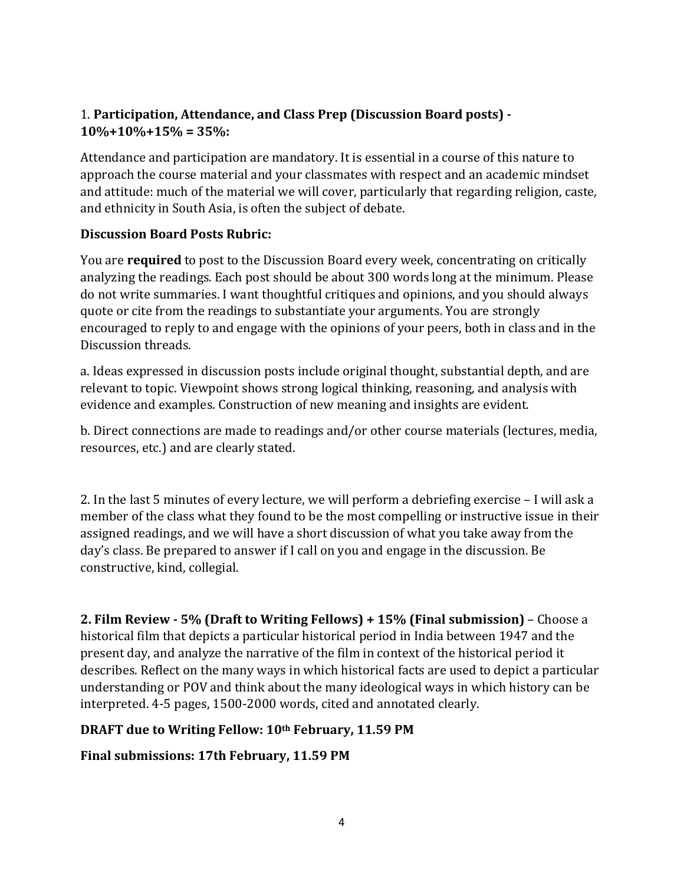1. **Participation, Attendance, and Class Prep (Discussion Board posts) - 10%+10%+15% = 35%:**

Attendance and participation are mandatory. It is essential in a course of this nature to approach the course material and your classmates with respect and an academic mindset and attitude: much of the material we will cover, particularly that regarding religion, caste, and ethnicity in South Asia, is often the subject of debate.

**Discussion Board Posts Rubric:**

You are **required** to post to the Discussion Board every week, concentrating on critically analyzing the readings. Each post should be about 300 words long at the minimum. Please do not write summaries. I want thoughtful critiques and opinions, and you should always quote or cite from the readings to substantiate your arguments. You are strongly encouraged to reply to and engage with the opinions of your peers, both in class and in the Discussion threads.

a. Ideas expressed in discussion posts include original thought, substantial depth, and are relevant to topic. Viewpoint shows strong logical thinking, reasoning, and analysis with evidence and examples. Construction of new meaning and insights are evident.

b. Direct connections are made to readings and/or other course materials (lectures, media, resources, etc.) and are clearly stated.

2. In the last 5 minutes of every lecture, we will perform a debriefing exercise – I will ask a member of the class what they found to be the most compelling or instructive issue in their assigned readings, and we will have a short discussion of what you take away from the day's class. Be prepared to answer if I call on you and engage in the discussion. Be constructive, kind, collegial.

**2. Film Review - 5% (Draft to Writing Fellows) + 15% (Final submission)** – Choose a historical film that depicts a particular historical period in India between 1947 and the present day, and analyze the narrative of the film in context of the historical period it describes. Reflect on the many ways in which historical facts are used to depict a particular understanding or POV and think about the many ideological ways in which history can be interpreted. 4-5 pages, 1500-2000 words, cited and annotated clearly.

**DRAFT due to Writing Fellow: 10th February, 11.59 PM**

**Final submissions: 17th February, 11.59 PM**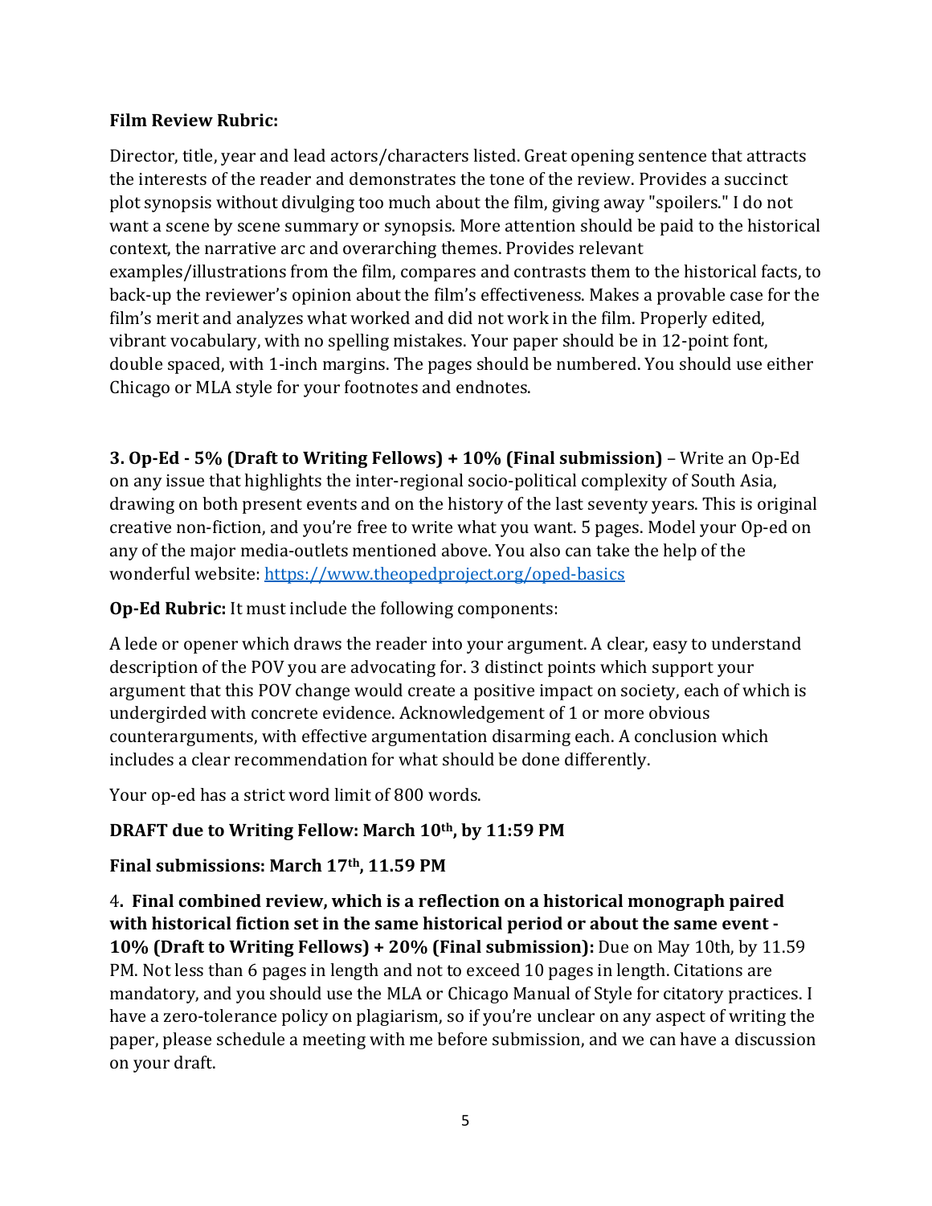**Film Review Rubric:**

Director, title, year and lead actors/characters listed. Great opening sentence that attracts the interests of the reader and demonstrates the tone of the review. Provides a succinct plot synopsis without divulging too much about the film, giving away "spoilers." I do not want a scene by scene summary or synopsis. More attention should be paid to the historical context, the narrative arc and overarching themes. Provides relevant examples/illustrations from the film, compares and contrasts them to the historical facts, to back-up the reviewer's opinion about the film's effectiveness. Makes a provable case for the film's merit and analyzes what worked and did not work in the film. Properly edited, vibrant vocabulary, with no spelling mistakes. Your paper should be in 12-point font, double spaced, with 1-inch margins. The pages should be numbered. You should use either Chicago or MLA style for your footnotes and endnotes.

**3. Op-Ed - 5% (Draft to Writing Fellows) + 10% (Final submission)** – Write an Op-Ed on any issue that highlights the inter-regional socio-political complexity of South Asia, drawing on both present events and on the history of the last seventy years. This is original creative non-fiction, and you're free to write what you want. 5 pages. Model your Op-ed on any of the major media-outlets mentioned above. You also can take the help of the wonderful website: [https://www.theopedproject.org/oped-basics](https://www.theopedproject.org/oped-basics)

**Op-Ed Rubric:** It must include the following components:

A lede or opener which draws the reader into your argument. A clear, easy to understand description of the POV you are advocating for. 3 distinct points which support your argument that this POV change would create a positive impact on society, each of which is undergirded with concrete evidence. Acknowledgement of 1 or more obvious counterarguments, with effective argumentation disarming each. A conclusion which includes a clear recommendation for what should be done differently.

Your op-ed has a strict word limit of 800 words.

**DRAFT due to Writing Fellow: March 10th, by 11:59 PM**

**Final submissions: March 17th, 11.59 PM**

4. **Final combined review, which is a reflection on a historical monograph paired with historical fiction set in the same historical period or about the same event - 10% (Draft to Writing Fellows) + 20% (Final submission):** Due on May 10th, by 11.59 PM. Not less than 6 pages in length and not to exceed 10 pages in length. Citations are mandatory, and you should use the MLA or Chicago Manual of Style for citatory practices. I have a zero-tolerance policy on plagiarism, so if you're unclear on any aspect of writing the paper, please schedule a meeting with me before submission, and we can have a discussion on your draft.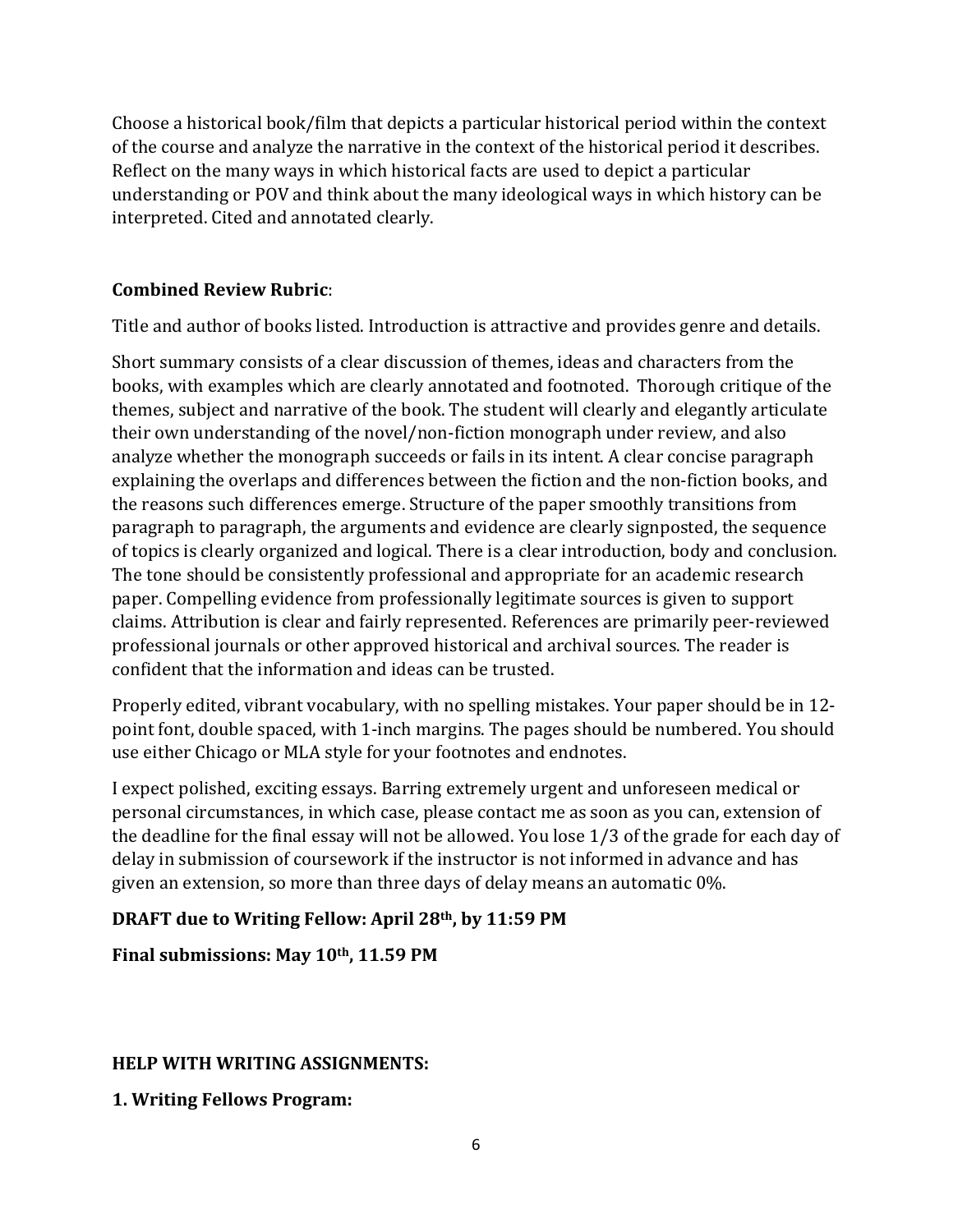Choose a historical book/film that depicts a particular historical period within the context of the course and analyze the narrative in the context of the historical period it describes. Reflect on the many ways in which historical facts are used to depict a particular understanding or POV and think about the many ideological ways in which history can be interpreted. Cited and annotated clearly.

**Combined Review Rubric**:

Title and author of books listed. Introduction is attractive and provides genre and details.

Short summary consists of a clear discussion of themes, ideas and characters from the books, with examples which are clearly annotated and footnoted. Thorough critique of the themes, subject and narrative of the book. The student will clearly and elegantly articulate their own understanding of the novel/non-fiction monograph under review, and also analyze whether the monograph succeeds or fails in its intent. A clear concise paragraph explaining the overlaps and differences between the fiction and the non-fiction books, and the reasons such differences emerge. Structure of the paper smoothly transitions from paragraph to paragraph, the arguments and evidence are clearly signposted, the sequence of topics is clearly organized and logical. There is a clear introduction, body and conclusion. The tone should be consistently professional and appropriate for an academic research paper. Compelling evidence from professionally legitimate sources is given to support claims. Attribution is clear and fairly represented. References are primarily peer-reviewed professional journals or other approved historical and archival sources. The reader is confident that the information and ideas can be trusted.

Properly edited, vibrant vocabulary, with no spelling mistakes. Your paper should be in 12-point font, double spaced, with 1-inch margins. The pages should be numbered. You should use either Chicago or MLA style for your footnotes and endnotes.

I expect polished, exciting essays. Barring extremely urgent and unforeseen medical or personal circumstances, in which case, please contact me as soon as you can, extension of the deadline for the final essay will not be allowed. You lose 1/3 of the grade for each day of delay in submission of coursework if the instructor is not informed in advance and has given an extension, so more than three days of delay means an automatic 0%.

**DRAFT due to Writing Fellow: April 28th, by 11:59 PM**

**Final submissions: May 10th, 11.59 PM**

**HELP WITH WRITING ASSIGNMENTS:**

**1. Writing Fellows Program:**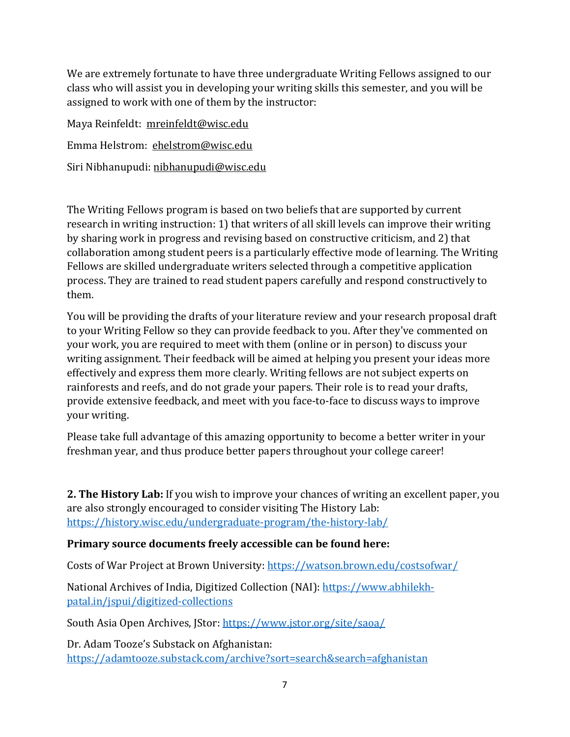We are extremely fortunate to have three undergraduate Writing Fellows assigned to our class who will assist you in developing your writing skills this semester, and you will be assigned to work with one of them by the instructor:

Maya Reinfeldt: mreinfeldt@wisc.edu

Emma Helstrom: ehelstrom@wisc.edu

Siri Nibhanupudi: nibhanupudi@wisc.edu

The Writing Fellows program is based on two beliefs that are supported by current research in writing instruction: 1) that writers of all skill levels can improve their writing by sharing work in progress and revising based on constructive criticism, and 2) that collaboration among student peers is a particularly effective mode of learning. The Writing Fellows are skilled undergraduate writers selected through a competitive application process. They are trained to read student papers carefully and respond constructively to them.

You will be providing the drafts of your literature review and your research proposal draft to your Writing Fellow so they can provide feedback to you. After they've commented on your work, you are required to meet with them (online or in person) to discuss your writing assignment. Their feedback will be aimed at helping you present your ideas more effectively and express them more clearly. Writing fellows are not subject experts on rainforests and reefs, and do not grade your papers. Their role is to read your drafts, provide extensive feedback, and meet with you face-to-face to discuss ways to improve your writing.

Please take full advantage of this amazing opportunity to become a better writer in your freshman year, and thus produce better papers throughout your college career!

**2. The History Lab:** If you wish to improve your chances of writing an excellent paper, you are also strongly encouraged to consider visiting The History Lab: https://history.wisc.edu/undergraduate-program/the-history-lab/

**Primary source documents freely accessible can be found here:**

Costs of War Project at Brown University: https://watson.brown.edu/costsofwar/

National Archives of India, Digitized Collection (NAI): https://www.abhilekh-patal.in/jspui/digitized-collections

South Asia Open Archives, JStor: https://www.jstor.org/site/saoa/

Dr. Adam Tooze's Substack on Afghanistan: https://adamtooze.substack.com/archive?sort=search&search=afghanistan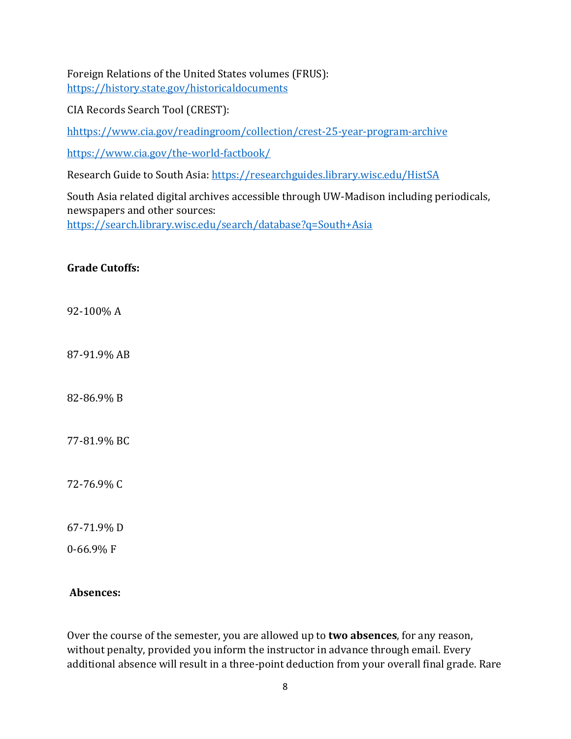Foreign Relations of the United States volumes (FRUS): https://history.state.gov/historicaldocuments

CIA Records Search Tool (CREST):

hhttps://www.cia.gov/readingroom/collection/crest-25-year-program-archive

https://www.cia.gov/the-world-factbook/

Research Guide to South Asia: https://researchguides.library.wisc.edu/HistSA

South Asia related digital archives accessible through UW-Madison including periodicals, newspapers and other sources: https://search.library.wisc.edu/search/database?q=South+Asia

**Grade Cutoffs:**

92-100% A

87-91.9% AB

82-86.9% B

77-81.9% BC

72-76.9% C

67-71.9% D

0-66.9% F

**Absences:**

Over the course of the semester, you are allowed up to **two absences**, for any reason, without penalty, provided you inform the instructor in advance through email. Every additional absence will result in a three-point deduction from your overall final grade. Rare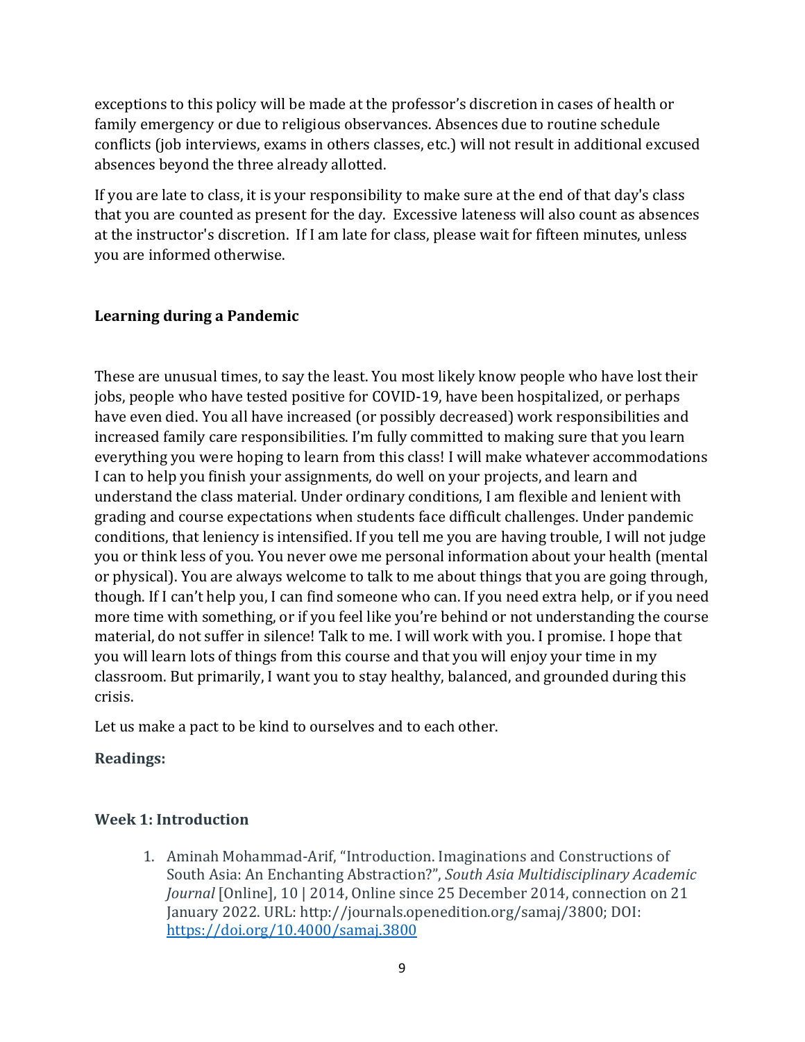exceptions to this policy will be made at the professor's discretion in cases of health or family emergency or due to religious observances. Absences due to routine schedule conflicts (job interviews, exams in others classes, etc.) will not result in additional excused absences beyond the three already allotted.

If you are late to class, it is your responsibility to make sure at the end of that day's class that you are counted as present for the day. Excessive lateness will also count as absences at the instructor's discretion. If I am late for class, please wait for fifteen minutes, unless you are informed otherwise.

### Learning during a Pandemic

These are unusual times, to say the least. You most likely know people who have lost their jobs, people who have tested positive for COVID-19, have been hospitalized, or perhaps have even died. You all have increased (or possibly decreased) work responsibilities and increased family care responsibilities. I'm fully committed to making sure that you learn everything you were hoping to learn from this class! I will make whatever accommodations I can to help you finish your assignments, do well on your projects, and learn and understand the class material. Under ordinary conditions, I am flexible and lenient with grading and course expectations when students face difficult challenges. Under pandemic conditions, that leniency is intensified. If you tell me you are having trouble, I will not judge you or think less of you. You never owe me personal information about your health (mental or physical). You are always welcome to talk to me about things that you are going through, though. If I can't help you, I can find someone who can. If you need extra help, or if you need more time with something, or if you feel like you're behind or not understanding the course material, do not suffer in silence! Talk to me. I will work with you. I promise. I hope that you will learn lots of things from this course and that you will enjoy your time in my classroom. But primarily, I want you to stay healthy, balanced, and grounded during this crisis.

Let us make a pact to be kind to ourselves and to each other.

### Readings:

### Week 1: Introduction

1. Aminah Mohammad-Arif, "Introduction. Imaginations and Constructions of South Asia: An Enchanting Abstraction?", *South Asia Multidisciplinary Academic Journal* [Online], 10 | 2014, Online since 25 December 2014, connection on 21 January 2022. URL: http://journals.openedition.org/samaj/3800; DOI: https://doi.org/10.4000/samaj.3800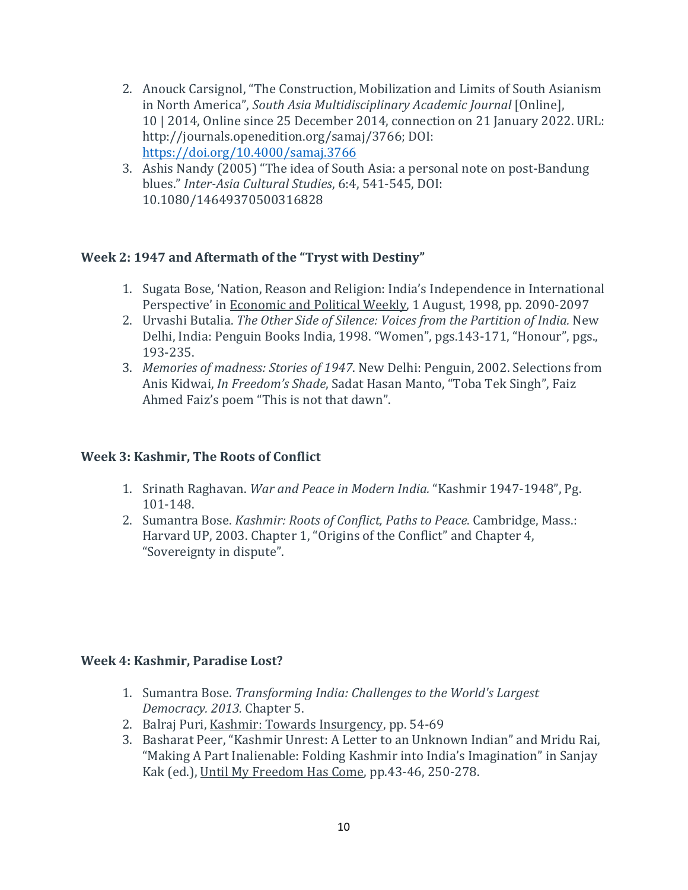2. Anouck Carsignol, "The Construction, Mobilization and Limits of South Asianism in North America", *South Asia Multidisciplinary Academic Journal* [Online], 10 | 2014, Online since 25 December 2014, connection on 21 January 2022. URL: http://journals.openedition.org/samaj/3766; DOI: https://doi.org/10.4000/samaj.3766
3. Ashis Nandy (2005) "The idea of South Asia: a personal note on post-Bandung blues." *Inter-Asia Cultural Studies*, 6:4, 541-545, DOI: 10.1080/14649370500316828

### Week 2: 1947 and Aftermath of the "Tryst with Destiny"

1. Sugata Bose, 'Nation, Reason and Religion: India's Independence in International Perspective' in Economic and Political Weekly, 1 August, 1998, pp. 2090-2097
2. Urvashi Butalia. *The Other Side of Silence: Voices from the Partition of India.* New Delhi, India: Penguin Books India, 1998. "Women", pgs.143-171, "Honour", pgs., 193-235.
3. *Memories of madness: Stories of 1947*. New Delhi: Penguin, 2002. Selections from Anis Kidwai, *In Freedom's Shade*, Sadat Hasan Manto, "Toba Tek Singh", Faiz Ahmed Faiz's poem "This is not that dawn".

### Week 3: Kashmir, The Roots of Conflict

1. Srinath Raghavan. *War and Peace in Modern India.* "Kashmir 1947-1948", Pg. 101-148.
2. Sumantra Bose. *Kashmir: Roots of Conflict, Paths to Peace*. Cambridge, Mass.: Harvard UP, 2003. Chapter 1, "Origins of the Conflict" and Chapter 4, "Sovereignty in dispute".

### Week 4: Kashmir, Paradise Lost?

1. Sumantra Bose. *Transforming India: Challenges to the World's Largest Democracy. 2013.* Chapter 5.
2. Balraj Puri, Kashmir: Towards Insurgency, pp. 54-69
3. Basharat Peer, "Kashmir Unrest: A Letter to an Unknown Indian" and Mridu Rai, "Making A Part Inalienable: Folding Kashmir into India's Imagination" in Sanjay Kak (ed.), Until My Freedom Has Come, pp.43-46, 250-278.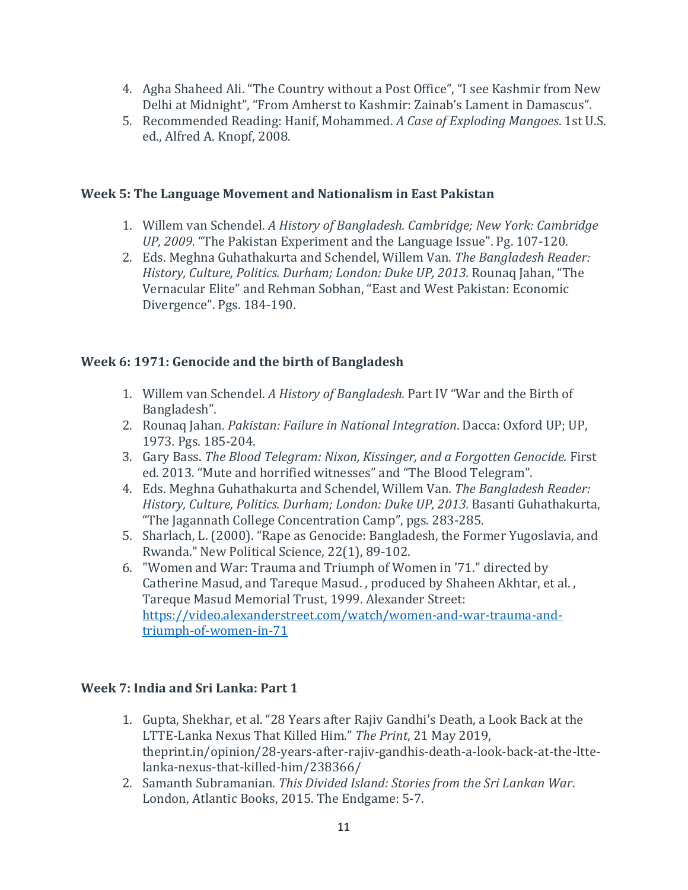4. Agha Shaheed Ali. "The Country without a Post Office", "I see Kashmir from New Delhi at Midnight", "From Amherst to Kashmir: Zainab's Lament in Damascus".
5. Recommended Reading: Hanif, Mohammed. *A Case of Exploding Mangoes*. 1st U.S. ed., Alfred A. Knopf, 2008.

### Week 5: The Language Movement and Nationalism in East Pakistan

1. Willem van Schendel. *A History of Bangladesh. Cambridge; New York: Cambridge UP, 2009.* "The Pakistan Experiment and the Language Issue". Pg. 107-120.
2. Eds. Meghna Guhathakurta and Schendel, Willem Van*. The Bangladesh Reader: History, Culture, Politics. Durham; London: Duke UP, 2013.* Rounaq Jahan, "The Vernacular Elite" and Rehman Sobhan, "East and West Pakistan: Economic Divergence". Pgs. 184-190.

### Week 6: 1971: Genocide and the birth of Bangladesh

1. Willem van Schendel. *A History of Bangladesh.* Part IV "War and the Birth of Bangladesh".
2. Rounaq Jahan. *Pakistan: Failure in National Integration*. Dacca: Oxford UP; UP, 1973. Pgs. 185-204.
3. Gary Bass. *The Blood Telegram: Nixon, Kissinger, and a Forgotten Genocide.* First ed. 2013*.* "Mute and horrified witnesses" and "The Blood Telegram".
4. Eds. Meghna Guhathakurta and Schendel, Willem Van*. The Bangladesh Reader: History, Culture, Politics. Durham; London: Duke UP, 2013.* Basanti Guhathakurta, "The Jagannath College Concentration Camp", pgs. 283-285.
5. Sharlach, L. (2000). "Rape as Genocide: Bangladesh, the Former Yugoslavia, and Rwanda." New Political Science, 22(1), 89-102.
6. "Women and War: Trauma and Triumph of Women in '71." directed by Catherine Masud, and Tareque Masud. , produced by Shaheen Akhtar, et al. , Tareque Masud Memorial Trust, 1999. Alexander Street: [https://video.alexanderstreet.com/watch/women-and-war-trauma-and-triumph-of-women-in-71](https://video.alexanderstreet.com/watch/women-and-war-trauma-and-triumph-of-women-in-71)

### Week 7: India and Sri Lanka: Part 1

1. Gupta, Shekhar, et al. "28 Years after Rajiv Gandhi's Death, a Look Back at the LTTE-Lanka Nexus That Killed Him." *The Print*, 21 May 2019, theprint.in/opinion/28-years-after-rajiv-gandhis-death-a-look-back-at-the-ltte-lanka-nexus-that-killed-him/238366/
2. Samanth Subramanian. *This Divided Island: Stories from the Sri Lankan War*. London, Atlantic Books, 2015. The Endgame: 5-7.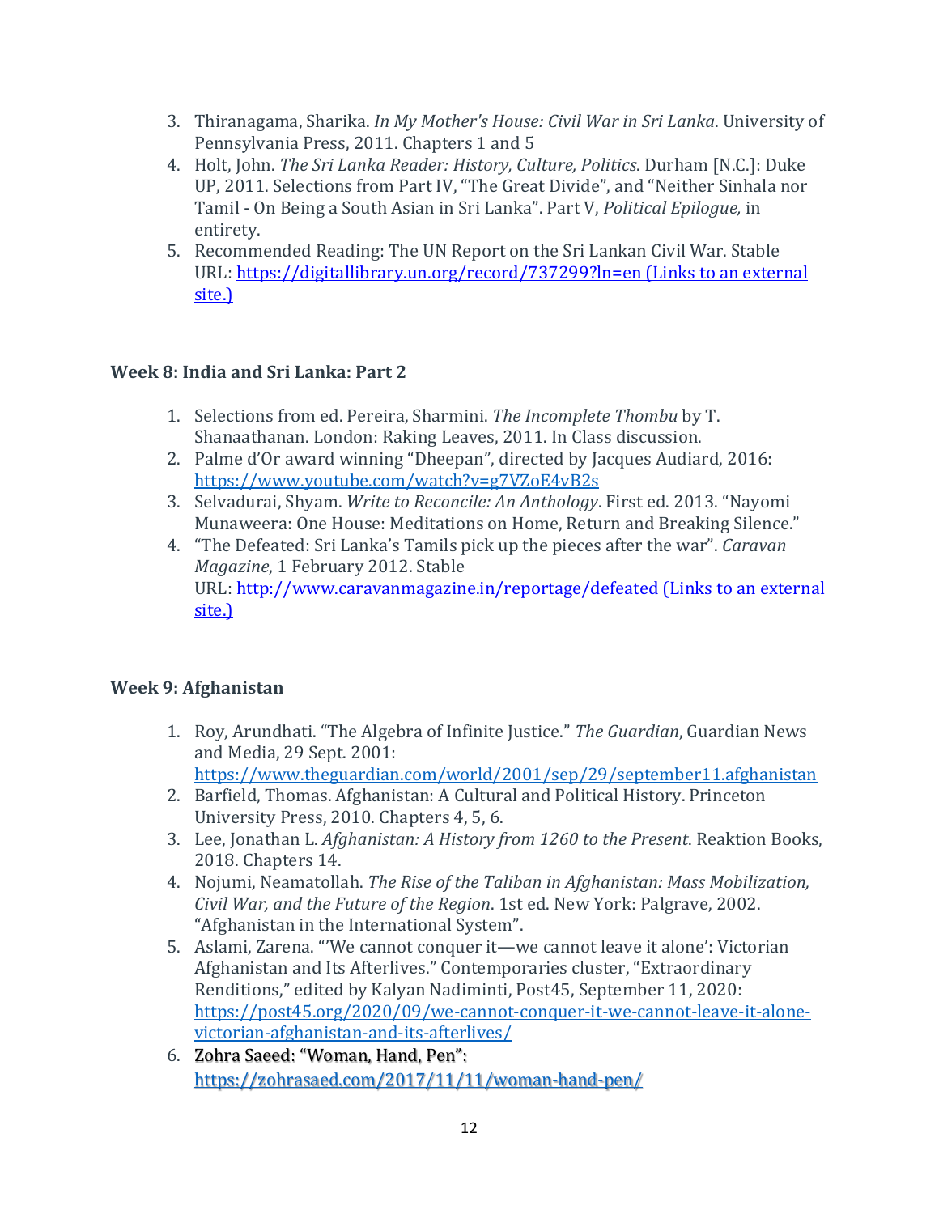3. Thiranagama, Sharika. *In My Mother's House: Civil War in Sri Lanka*. University of Pennsylvania Press, 2011. Chapters 1 and 5
4. Holt, John. *The Sri Lanka Reader: History, Culture, Politics*. Durham [N.C.]: Duke UP, 2011. Selections from Part IV, "The Great Divide", and "Neither Sinhala nor Tamil - On Being a South Asian in Sri Lanka". Part V, *Political Epilogue,* in entirety.
5. Recommended Reading: The UN Report on the Sri Lankan Civil War. Stable URL: [https://digitallibrary.un.org/record/737299?ln=en (Links to an external site.)](https://digitallibrary.un.org/record/737299?ln=en)

### Week 8: India and Sri Lanka: Part 2

1. Selections from ed. Pereira, Sharmini. *The Incomplete Thombu* by T. Shanaathanan. London: Raking Leaves, 2011. In Class discussion.
2. Palme d'Or award winning "Dheepan", directed by Jacques Audiard, 2016: [https://www.youtube.com/watch?v=g7VZoE4vB2s](https://www.youtube.com/watch?v=g7VZoE4vB2s)
3. Selvadurai, Shyam. *Write to Reconcile: An Anthology*. First ed. 2013. "Nayomi Munaweera: One House: Meditations on Home, Return and Breaking Silence."
4. "The Defeated: Sri Lanka's Tamils pick up the pieces after the war". *Caravan Magazine*, 1 February 2012. Stable URL: [http://www.caravanmagazine.in/reportage/defeated (Links to an external site.)](http://www.caravanmagazine.in/reportage/defeated)

### Week 9: Afghanistan

1. Roy, Arundhati. "The Algebra of Infinite Justice." *The Guardian*, Guardian News and Media, 29 Sept. 2001: [https://www.theguardian.com/world/2001/sep/29/september11.afghanistan](https://www.theguardian.com/world/2001/sep/29/september11.afghanistan)
2. Barfield, Thomas. Afghanistan: A Cultural and Political History. Princeton University Press, 2010. Chapters 4, 5, 6.
3. Lee, Jonathan L. *Afghanistan: A History from 1260 to the Present*. Reaktion Books, 2018. Chapters 14.
4. Nojumi, Neamatollah. *The Rise of the Taliban in Afghanistan: Mass Mobilization, Civil War, and the Future of the Region*. 1st ed. New York: Palgrave, 2002. "Afghanistan in the International System".
5. Aslami, Zarena. "'We cannot conquer it—we cannot leave it alone': Victorian Afghanistan and Its Afterlives." Contemporaries cluster, "Extraordinary Renditions," edited by Kalyan Nadiminti, Post45, September 11, 2020: [https://post45.org/2020/09/we-cannot-conquer-it-we-cannot-leave-it-alone-victorian-afghanistan-and-its-afterlives/](https://post45.org/2020/09/we-cannot-conquer-it-we-cannot-leave-it-alone-victorian-afghanistan-and-its-afterlives/)
6. Zohra Saeed: "Woman, Hand, Pen": [https://zohrasaed.com/2017/11/11/woman-hand-pen/](https://zohrasaed.com/2017/11/11/woman-hand-pen/)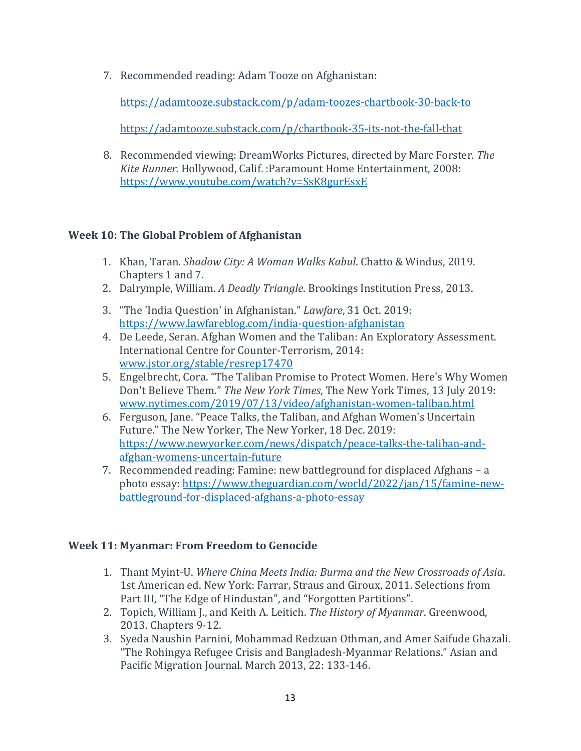7. Recommended reading: Adam Tooze on Afghanistan:

   https://adamtooze.substack.com/p/adam-toozes-chartbook-30-back-to

   https://adamtooze.substack.com/p/chartbook-35-its-not-the-fall-that

8. Recommended viewing: DreamWorks Pictures, directed by Marc Forster. *The Kite Runner.* Hollywood, Calif. :Paramount Home Entertainment, 2008: https://www.youtube.com/watch?v=SsK8gurEsxE

**Week 10: The Global Problem of Afghanistan**

1. Khan, Taran. *Shadow City: A Woman Walks Kabul*. Chatto & Windus, 2019. Chapters 1 and 7.
2. Dalrymple, William. *A Deadly Triangle*. Brookings Institution Press, 2013.
3. "The 'India Question' in Afghanistan." *Lawfare*, 31 Oct. 2019: https://www.lawfareblog.com/india-question-afghanistan
4. De Leede, Seran. Afghan Women and the Taliban: An Exploratory Assessment. International Centre for Counter-Terrorism, 2014: www.jstor.org/stable/resrep17470
5. Engelbrecht, Cora. "The Taliban Promise to Protect Women. Here's Why Women Don't Believe Them." *The New York Times*, The New York Times, 13 July 2019: www.nytimes.com/2019/07/13/video/afghanistan-women-taliban.html
6. Ferguson, Jane. "Peace Talks, the Taliban, and Afghan Women's Uncertain Future." The New Yorker, The New Yorker, 18 Dec. 2019: https://www.newyorker.com/news/dispatch/peace-talks-the-taliban-and-afghan-womens-uncertain-future
7. Recommended reading: Famine: new battleground for displaced Afghans – a photo essay: https://www.theguardian.com/world/2022/jan/15/famine-new-battleground-for-displaced-afghans-a-photo-essay

**Week 11: Myanmar: From Freedom to Genocide**

1. Thant Myint-U. *Where China Meets India: Burma and the New Crossroads of Asia*. 1st American ed. New York: Farrar, Straus and Giroux, 2011. Selections from Part III, "The Edge of Hindustan", and "Forgotten Partitions".
2. Topich, William J., and Keith A. Leitich. *The History of Myanmar*. Greenwood, 2013. Chapters 9-12.
3. Syeda Naushin Parnini, Mohammad Redzuan Othman, and Amer Saifude Ghazali. "The Rohingya Refugee Crisis and Bangladesh-Myanmar Relations." Asian and Pacific Migration Journal. March 2013, 22: 133-146.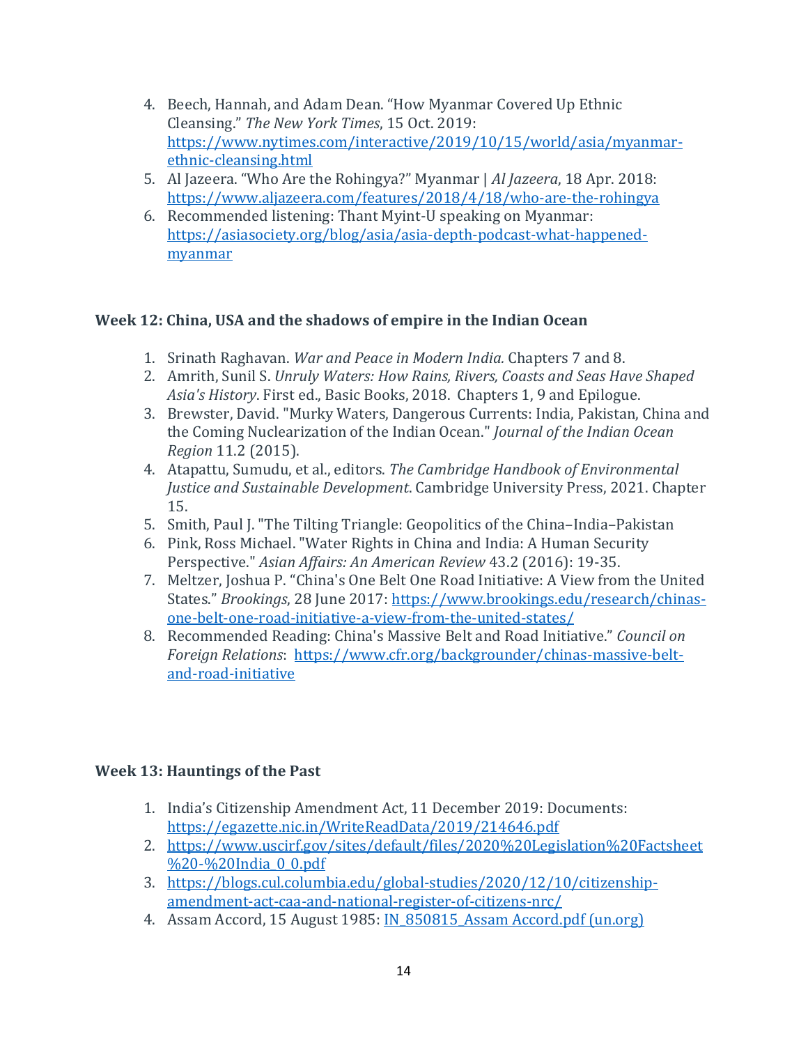4. Beech, Hannah, and Adam Dean. "How Myanmar Covered Up Ethnic Cleansing." *The New York Times*, 15 Oct. 2019: https://www.nytimes.com/interactive/2019/10/15/world/asia/myanmar-ethnic-cleansing.html
5. Al Jazeera. "Who Are the Rohingya?" Myanmar | *Al Jazeera*, 18 Apr. 2018: https://www.aljazeera.com/features/2018/4/18/who-are-the-rohingya
6. Recommended listening: Thant Myint-U speaking on Myanmar: https://asiasociety.org/blog/asia/asia-depth-podcast-what-happened-myanmar

### Week 12: China, USA and the shadows of empire in the Indian Ocean

1. Srinath Raghavan. *War and Peace in Modern India.* Chapters 7 and 8.
2. Amrith, Sunil S. *Unruly Waters: How Rains, Rivers, Coasts and Seas Have Shaped Asia's History*. First ed., Basic Books, 2018. Chapters 1, 9 and Epilogue.
3. Brewster, David. "Murky Waters, Dangerous Currents: India, Pakistan, China and the Coming Nuclearization of the Indian Ocean." *Journal of the Indian Ocean Region* 11.2 (2015).
4. Atapattu, Sumudu, et al., editors. *The Cambridge Handbook of Environmental Justice and Sustainable Development*. Cambridge University Press, 2021. Chapter 15.
5. Smith, Paul J. "The Tilting Triangle: Geopolitics of the China–India–Pakistan
6. Pink, Ross Michael. "Water Rights in China and India: A Human Security Perspective." *Asian Affairs: An American Review* 43.2 (2016): 19-35.
7. Meltzer, Joshua P. "China's One Belt One Road Initiative: A View from the United States." *Brookings*, 28 June 2017: https://www.brookings.edu/research/chinas-one-belt-one-road-initiative-a-view-from-the-united-states/
8. Recommended Reading: China's Massive Belt and Road Initiative." *Council on Foreign Relations*: https://www.cfr.org/backgrounder/chinas-massive-belt-and-road-initiative

### Week 13: Hauntings of the Past

1. India's Citizenship Amendment Act, 11 December 2019: Documents: https://egazette.nic.in/WriteReadData/2019/214646.pdf
2. https://www.uscirf.gov/sites/default/files/2020%20Legislation%20Factsheet%20-%20India_0_0.pdf
3. https://blogs.cul.columbia.edu/global-studies/2020/12/10/citizenship-amendment-act-caa-and-national-register-of-citizens-nrc/
4. Assam Accord, 15 August 1985: IN_850815_Assam Accord.pdf (un.org)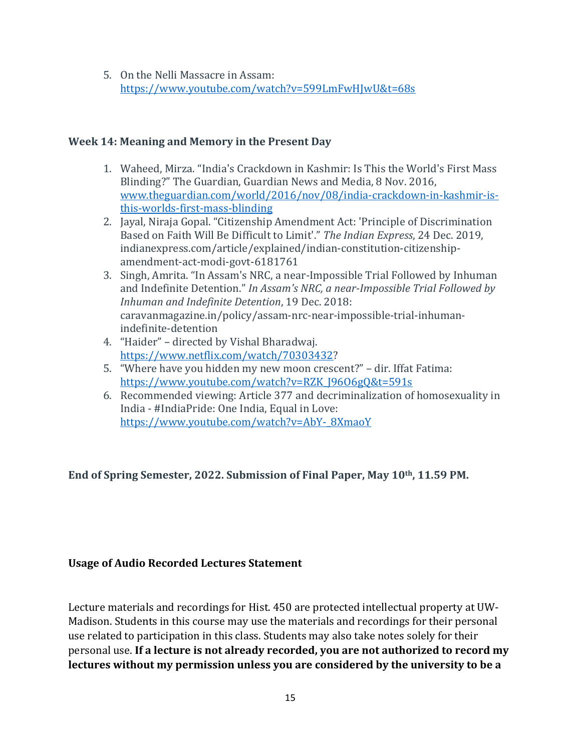5. On the Nelli Massacre in Assam: https://www.youtube.com/watch?v=599LmFwHJwU&t=68s

**Week 14: Meaning and Memory in the Present Day**

1. Waheed, Mirza. "India's Crackdown in Kashmir: Is This the World's First Mass Blinding?" The Guardian, Guardian News and Media, 8 Nov. 2016, www.theguardian.com/world/2016/nov/08/india-crackdown-in-kashmir-is-this-worlds-first-mass-blinding
2. Jayal, Niraja Gopal. "Citizenship Amendment Act: 'Principle of Discrimination Based on Faith Will Be Difficult to Limit'." *The Indian Express*, 24 Dec. 2019, indianexpress.com/article/explained/indian-constitution-citizenship-amendment-act-modi-govt-6181761
3. Singh, Amrita. "In Assam's NRC, a near-Impossible Trial Followed by Inhuman and Indefinite Detention." *In Assam's NRC, a near-Impossible Trial Followed by Inhuman and Indefinite Detention*, 19 Dec. 2018: caravanmagazine.in/policy/assam-nrc-near-impossible-trial-inhuman-indefinite-detention
4. "Haider" – directed by Vishal Bharadwaj. https://www.netflix.com/watch/70303432?
5. "Where have you hidden my new moon crescent?" – dir. Iffat Fatima: https://www.youtube.com/watch?v=RZK_J96O6gQ&t=591s
6. Recommended viewing: Article 377 and decriminalization of homosexuality in India - #IndiaPride: One India, Equal in Love: https://www.youtube.com/watch?v=AbY-_8XmaoY

**End of Spring Semester, 2022. Submission of Final Paper, May 10th, 11.59 PM.**

**Usage of Audio Recorded Lectures Statement**

Lecture materials and recordings for Hist. 450 are protected intellectual property at UW-Madison. Students in this course may use the materials and recordings for their personal use related to participation in this class. Students may also take notes solely for their personal use. **If a lecture is not already recorded, you are not authorized to record my lectures without my permission unless you are considered by the university to be a**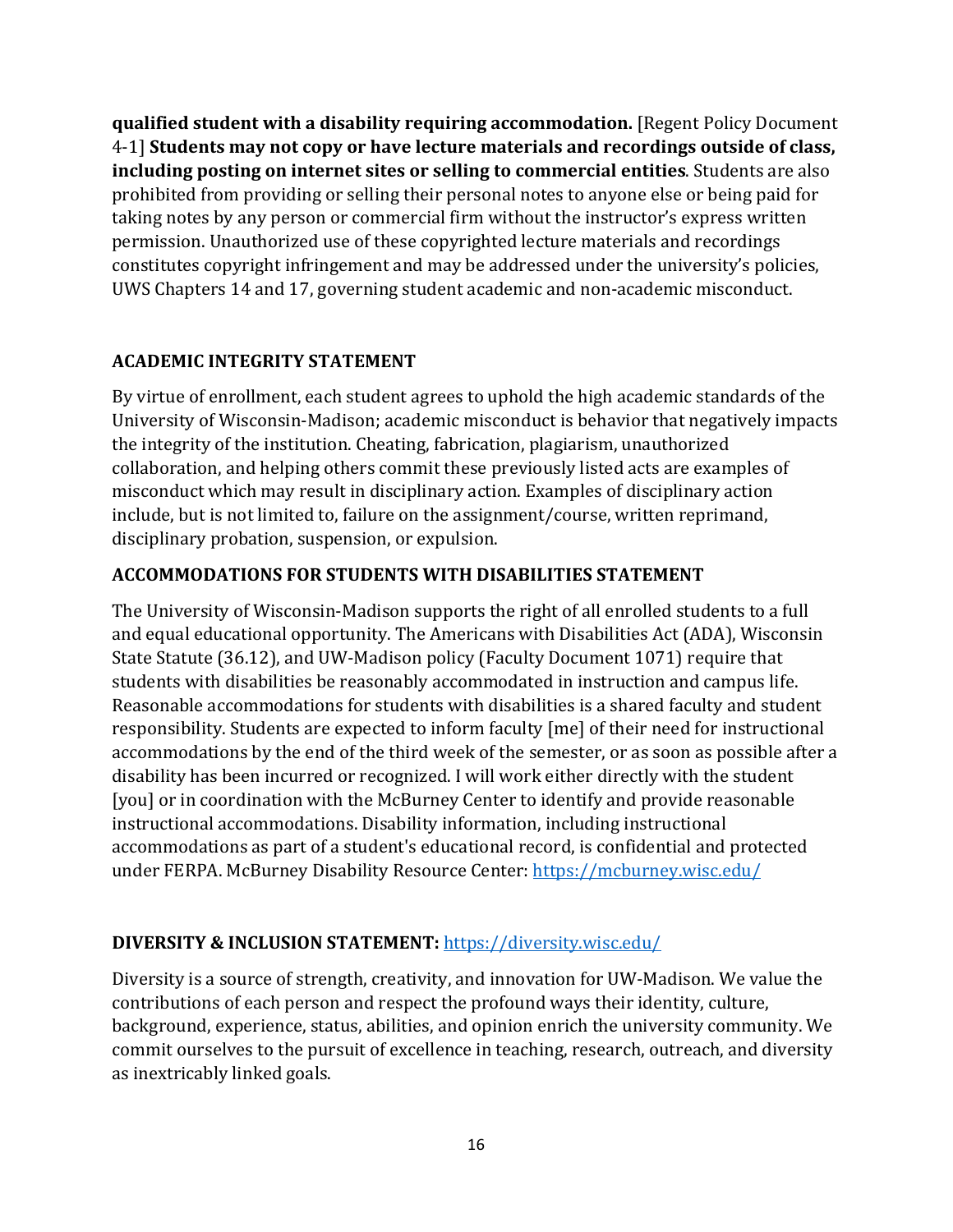**qualified student with a disability requiring accommodation.** [Regent Policy Document 4-1] **Students may not copy or have lecture materials and recordings outside of class, including posting on internet sites or selling to commercial entities**. Students are also prohibited from providing or selling their personal notes to anyone else or being paid for taking notes by any person or commercial firm without the instructor's express written permission. Unauthorized use of these copyrighted lecture materials and recordings constitutes copyright infringement and may be addressed under the university's policies, UWS Chapters 14 and 17, governing student academic and non-academic misconduct.

## ACADEMIC INTEGRITY STATEMENT

By virtue of enrollment, each student agrees to uphold the high academic standards of the University of Wisconsin-Madison; academic misconduct is behavior that negatively impacts the integrity of the institution. Cheating, fabrication, plagiarism, unauthorized collaboration, and helping others commit these previously listed acts are examples of misconduct which may result in disciplinary action. Examples of disciplinary action include, but is not limited to, failure on the assignment/course, written reprimand, disciplinary probation, suspension, or expulsion.

## ACCOMMODATIONS FOR STUDENTS WITH DISABILITIES STATEMENT

The University of Wisconsin-Madison supports the right of all enrolled students to a full and equal educational opportunity. The Americans with Disabilities Act (ADA), Wisconsin State Statute (36.12), and UW-Madison policy (Faculty Document 1071) require that students with disabilities be reasonably accommodated in instruction and campus life. Reasonable accommodations for students with disabilities is a shared faculty and student responsibility. Students are expected to inform faculty [me] of their need for instructional accommodations by the end of the third week of the semester, or as soon as possible after a disability has been incurred or recognized. I will work either directly with the student [you] or in coordination with the McBurney Center to identify and provide reasonable instructional accommodations. Disability information, including instructional accommodations as part of a student's educational record, is confidential and protected under FERPA. McBurney Disability Resource Center: https://mcburney.wisc.edu/

## DIVERSITY & INCLUSION STATEMENT: https://diversity.wisc.edu/

Diversity is a source of strength, creativity, and innovation for UW-Madison. We value the contributions of each person and respect the profound ways their identity, culture, background, experience, status, abilities, and opinion enrich the university community. We commit ourselves to the pursuit of excellence in teaching, research, outreach, and diversity as inextricably linked goals.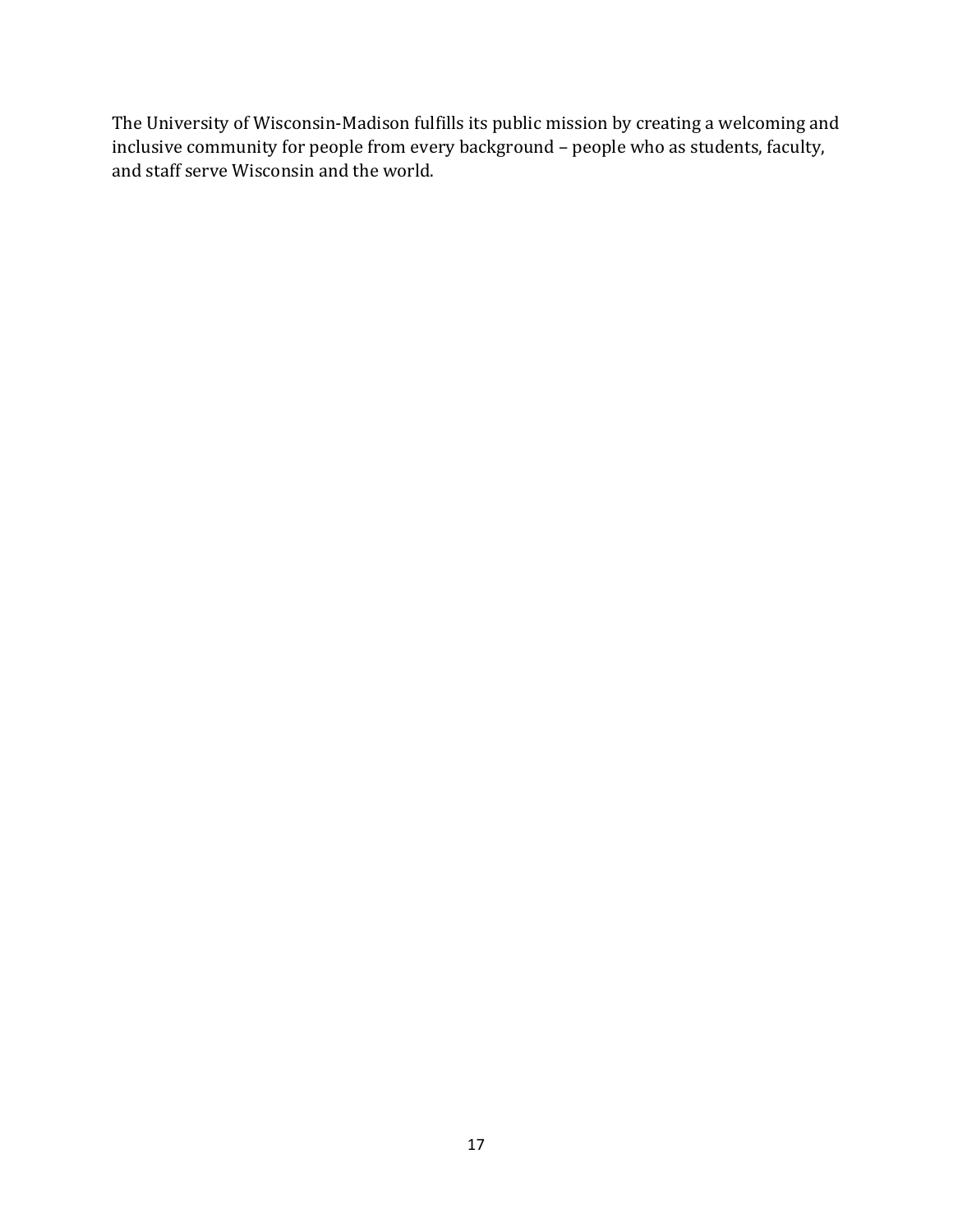The University of Wisconsin-Madison fulfills its public mission by creating a welcoming and inclusive community for people from every background – people who as students, faculty, and staff serve Wisconsin and the world.